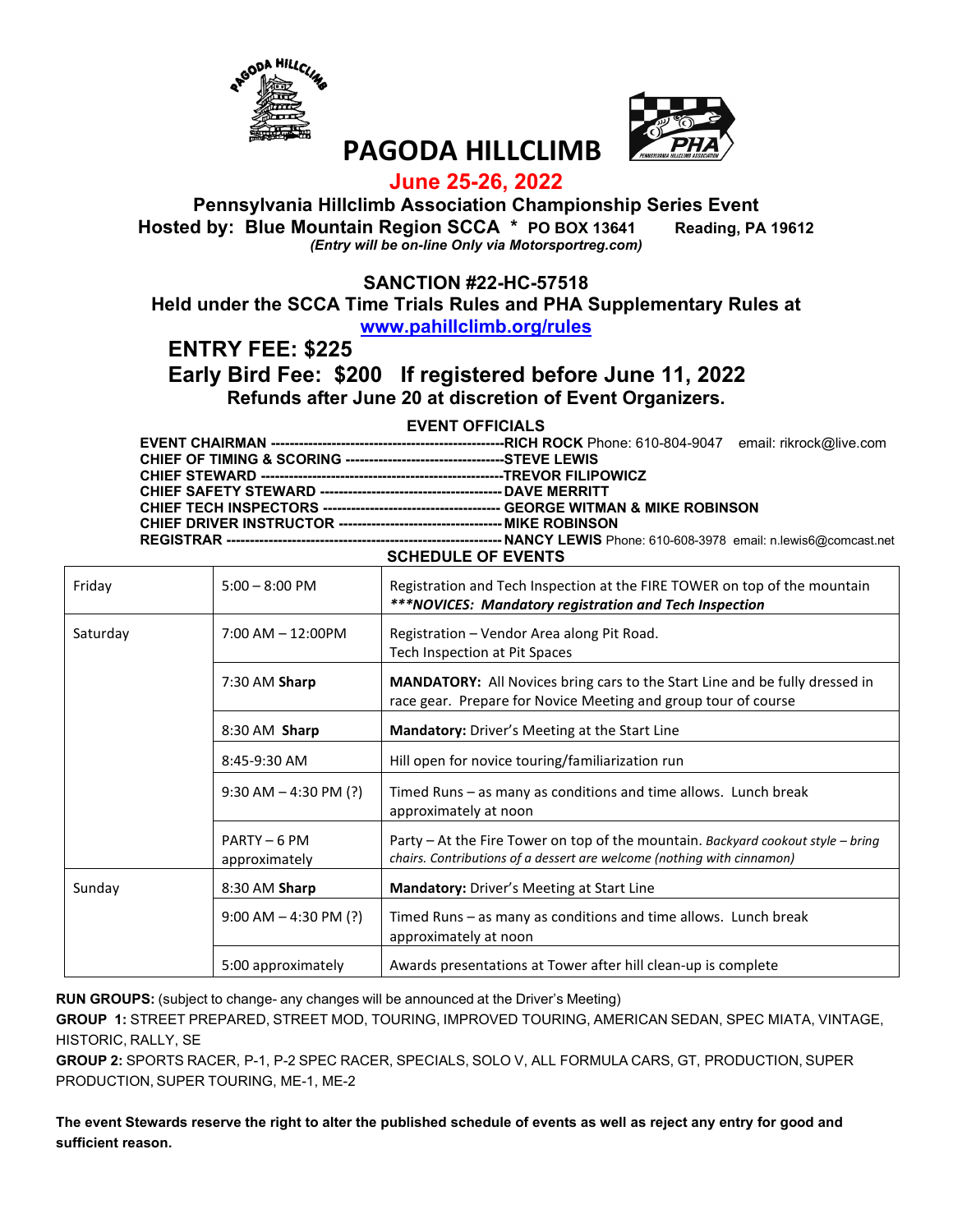# PAGODA HILLCLIMB

## June 25-26, 2022

**Pennsylvania Hillclimb Association Championship Series Event**

**Hosted by: Blue Mountain Region SCCA * PO BOX 13641 Reading, PA 19612**

*(Entry will be on-line Only via Motorsportreg.com)*

**SANCTION #22-HC-57518**

**Held under the SCCA Time Trials Rules and PHA Supplementary Rules at**

**www.pahillclimb.org/rules**

**ENTRY FEE: $225**

**Early Bird Fee: $200 If registered before June 11, 2022**

**Refunds after June 20 at discretion of Event Organizers.**

**EVENT OFFICIALS**

**EVENT CHAIRMAN** --------------------------------------------------**RICH ROCK** Phone: 610-804-9047 email: rikrock@live.com
**CHIEF OF TIMING & SCORING** ----------------------------------**STEVE LEWIS**
**CHIEF STEWARD** ----------------------------------------------------**TREVOR FILIPOWICZ**
**CHIEF SAFETY STEWARD** --------------------------------------- **DAVE MERRITT**
**CHIEF TECH INSPECTORS** -------------------------------------- **GEORGE WITMAN & MIKE ROBINSON**
**CHIEF DRIVER INSTRUCTOR** ---------------------------------- **MIKE ROBINSON**
**REGISTRAR** ----------------------------------------------------------- **NANCY LEWIS** Phone: 610-608-3978 email: n.lewis6@comcast.net

**SCHEDULE OF EVENTS**

| | | |
|---|---|---|
| Friday | 5:00 – 8:00 PM | Registration and Tech Inspection at the FIRE TOWER on top of the mountain<br>***\*\*\*NOVICES: Mandatory registration and Tech Inspection*** |
| Saturday | 7:00 AM – 12:00PM | Registration – Vendor Area along Pit Road.<br>Tech Inspection at Pit Spaces |
| | 7:30 AM **Sharp** | **MANDATORY:** All Novices bring cars to the Start Line and be fully dressed in race gear. Prepare for Novice Meeting and group tour of course |
| | 8:30 AM **Sharp** | **Mandatory:** Driver's Meeting at the Start Line |
| | 8:45-9:30 AM | Hill open for novice touring/familiarization run |
| | 9:30 AM – 4:30 PM (?) | Timed Runs – as many as conditions and time allows. Lunch break approximately at noon |
| | PARTY – 6 PM approximately | Party – At the Fire Tower on top of the mountain. *Backyard cookout style – bring chairs. Contributions of a dessert are welcome (nothing with cinnamon)* |
| Sunday | 8:30 AM **Sharp** | **Mandatory:** Driver's Meeting at Start Line |
| | 9:00 AM – 4:30 PM (?) | Timed Runs – as many as conditions and time allows. Lunch break approximately at noon |
| | 5:00 approximately | Awards presentations at Tower after hill clean-up is complete |

**RUN GROUPS:** (subject to change- any changes will be announced at the Driver's Meeting)

**GROUP 1:** STREET PREPARED, STREET MOD, TOURING, IMPROVED TOURING, AMERICAN SEDAN, SPEC MIATA, VINTAGE, HISTORIC, RALLY, SE

**GROUP 2:** SPORTS RACER, P-1, P-2 SPEC RACER, SPECIALS, SOLO V, ALL FORMULA CARS, GT, PRODUCTION, SUPER PRODUCTION, SUPER TOURING, ME-1, ME-2

**The event Stewards reserve the right to alter the published schedule of events as well as reject any entry for good and sufficient reason.**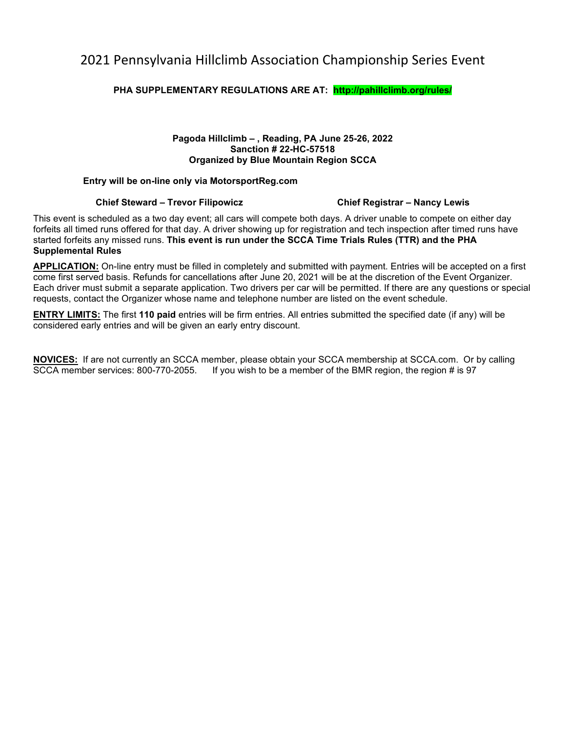# 2021 Pennsylvania Hillclimb Association Championship Series Event

**PHA SUPPLEMENTARY REGULATIONS ARE AT: http://pahillclimb.org/rules/**

**Pagoda Hillclimb – , Reading, PA June 25-26, 2022**
**Sanction # 22-HC-57518**
**Organized by Blue Mountain Region SCCA**

**Entry will be on-line only via MotorsportReg.com**

**Chief Steward – Trevor Filipowicz** | **Chief Registrar – Nancy Lewis**

This event is scheduled as a two day event; all cars will compete both days. A driver unable to compete on either day forfeits all timed runs offered for that day. A driver showing up for registration and tech inspection after timed runs have started forfeits any missed runs. **This event is run under the SCCA Time Trials Rules (TTR) and the PHA Supplemental Rules**

**APPLICATION:** On-line entry must be filled in completely and submitted with payment. Entries will be accepted on a first come first served basis. Refunds for cancellations after June 20, 2021 will be at the discretion of the Event Organizer. Each driver must submit a separate application. Two drivers per car will be permitted. If there are any questions or special requests, contact the Organizer whose name and telephone number are listed on the event schedule.

**ENTRY LIMITS:** The first **110 paid** entries will be firm entries. All entries submitted the specified date (if any) will be considered early entries and will be given an early entry discount.

**NOVICES:** If are not currently an SCCA member, please obtain your SCCA membership at SCCA.com. Or by calling SCCA member services: 800-770-2055. If you wish to be a member of the BMR region, the region # is 97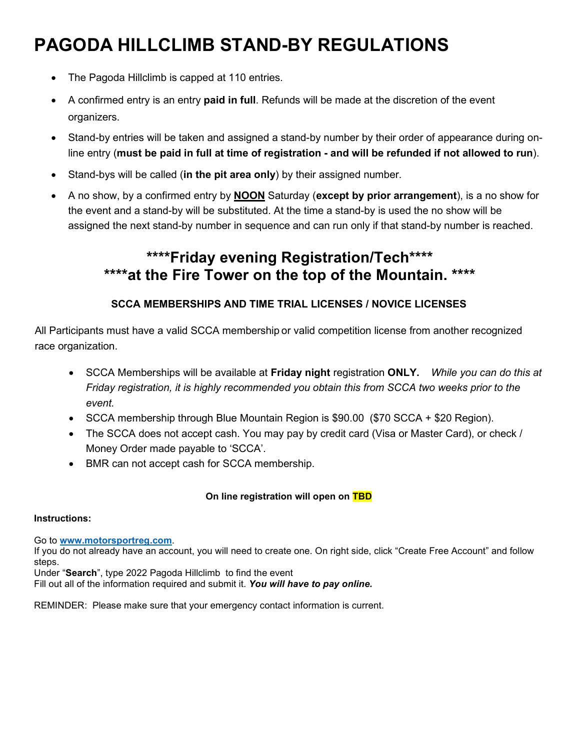# PAGODA HILLCLIMB STAND-BY REGULATIONS

- The Pagoda Hillclimb is capped at 110 entries.
- A confirmed entry is an entry **paid in full**. Refunds will be made at the discretion of the event organizers.
- Stand-by entries will be taken and assigned a stand-by number by their order of appearance during on-line entry (**must be paid in full at time of registration - and will be refunded if not allowed to run**).
- Stand-bys will be called (**in the pit area only**) by their assigned number.
- A no show, by a confirmed entry by **NOON** Saturday (**except by prior arrangement**), is a no show for the event and a stand-by will be substituted. At the time a stand-by is used the no show will be assigned the next stand-by number in sequence and can run only if that stand-by number is reached.

## \*\*\*\*Friday evening Registration/Tech\*\*\*\*
## \*\*\*\*at the Fire Tower on the top of the Mountain. \*\*\*\*

### SCCA MEMBERSHIPS AND TIME TRIAL LICENSES / NOVICE LICENSES

All Participants must have a valid SCCA membership or valid competition license from another recognized race organization.

- SCCA Memberships will be available at **Friday night** registration **ONLY.** *While you can do this at Friday registration, it is highly recommended you obtain this from SCCA two weeks prior to the event.*
- SCCA membership through Blue Mountain Region is $90.00 ($70 SCCA + $20 Region).
- The SCCA does not accept cash. You may pay by credit card (Visa or Master Card), or check / Money Order made payable to 'SCCA'.
- BMR can not accept cash for SCCA membership.

**On line registration will open on TBD**

**Instructions:**

Go to **www.motorsportreg.com**.
If you do not already have an account, you will need to create one. On right side, click "Create Free Account" and follow steps.
Under "**Search**", type 2022 Pagoda Hillclimb to find the event
Fill out all of the information required and submit it. ***You will have to pay online.***

REMINDER: Please make sure that your emergency contact information is current.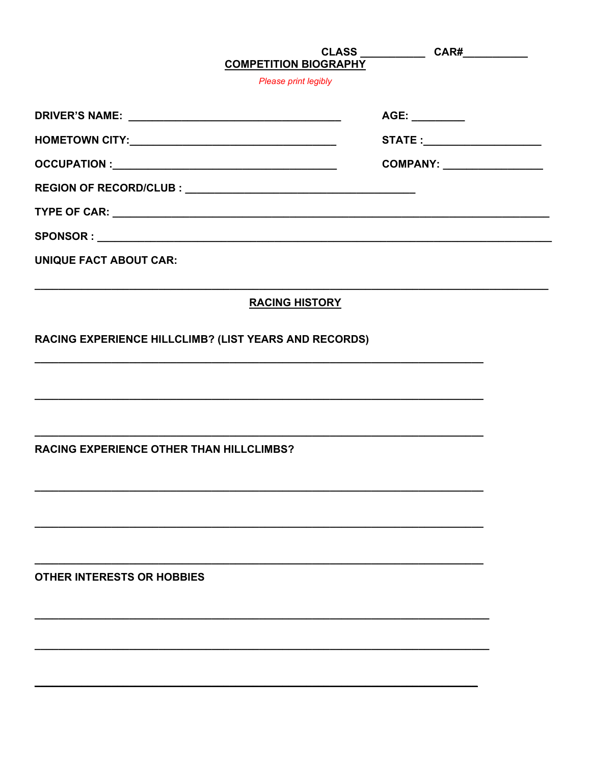CLASS ___________ CAR#___________

## COMPETITION BIOGRAPHY

*Please print legibly*

**DRIVER'S NAME:** ____________________________________ **AGE:** _________

**HOMETOWN CITY:**___________________________________ **STATE :**____________________

**OCCUPATION :**______________________________________ **COMPANY:** _________________

**REGION OF RECORD/CLUB :** _______________________________________

**TYPE OF CAR:** ___________________________________________________________________________

**SPONSOR :** _______________________________________________________________________________

**UNIQUE FACT ABOUT CAR:**

_____________________________________________________________________________________

## RACING HISTORY

**RACING EXPERIENCE HILLCLIMB? (LIST YEARS AND RECORDS)**

_____________________________________________________________________________

_____________________________________________________________________________

_____________________________________________________________________________

**RACING EXPERIENCE OTHER THAN HILLCLIMBS?**

_____________________________________________________________________________

_____________________________________________________________________________

_____________________________________________________________________________

**OTHER INTERESTS OR HOBBIES**

_____________________________________________________________________________

_____________________________________________________________________________

_____________________________________________________________________________